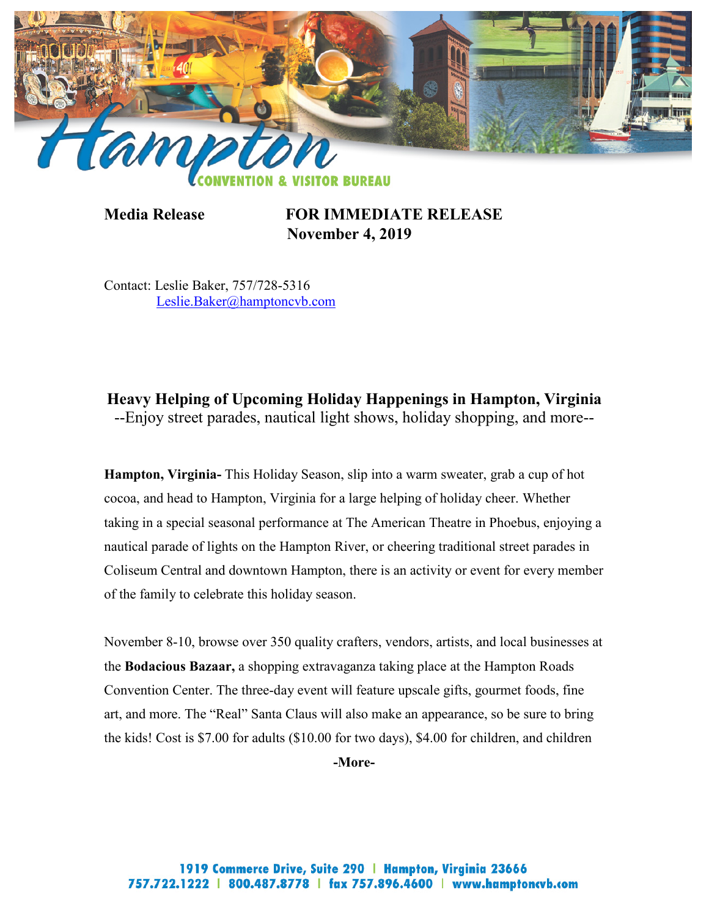**Media Release** **FOR IMMEDIATE RELEASE**
**November 4, 2019**

Contact: Leslie Baker, 757/728-5316
Leslie.Baker@hamptoncvb.com

## Heavy Helping of Upcoming Holiday Happenings in Hampton, Virginia

--Enjoy street parades, nautical light shows, holiday shopping, and more--

**Hampton, Virginia-** This Holiday Season, slip into a warm sweater, grab a cup of hot cocoa, and head to Hampton, Virginia for a large helping of holiday cheer. Whether taking in a special seasonal performance at The American Theatre in Phoebus, enjoying a nautical parade of lights on the Hampton River, or cheering traditional street parades in Coliseum Central and downtown Hampton, there is an activity or event for every member of the family to celebrate this holiday season.

November 8-10, browse over 350 quality crafters, vendors, artists, and local businesses at the **Bodacious Bazaar,** a shopping extravaganza taking place at the Hampton Roads Convention Center. The three-day event will feature upscale gifts, gourmet foods, fine art, and more. The "Real" Santa Claus will also make an appearance, so be sure to bring the kids! Cost is $7.00 for adults ($10.00 for two days), $4.00 for children, and children

**-More-**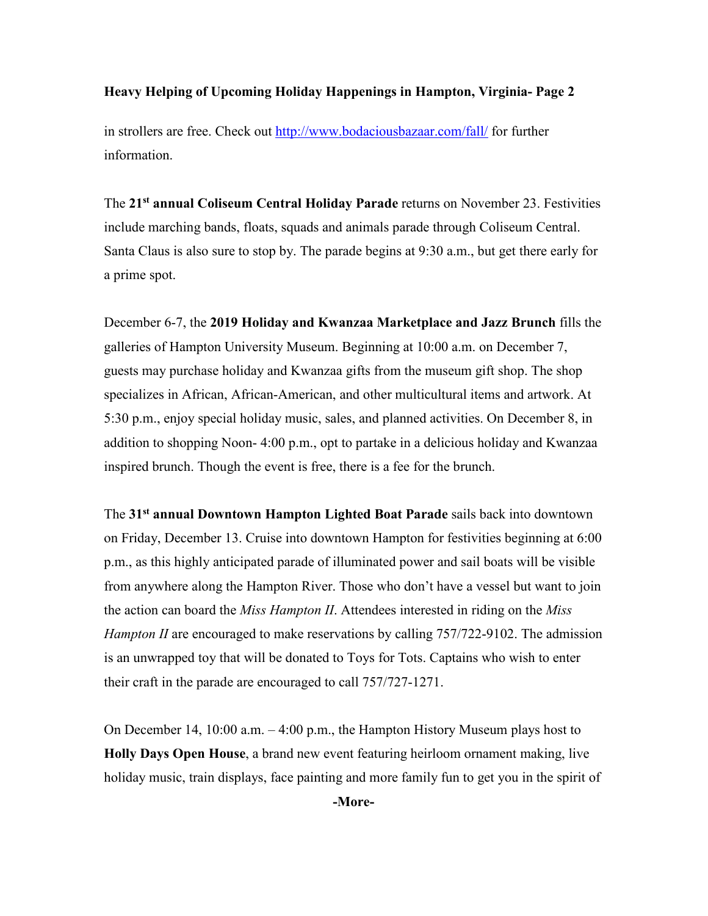in strollers are free. Check out http://www.bodaciousbazaar.com/fall/ for further information.

The **21st annual Coliseum Central Holiday Parade** returns on November 23. Festivities include marching bands, floats, squads and animals parade through Coliseum Central. Santa Claus is also sure to stop by. The parade begins at 9:30 a.m., but get there early for a prime spot.

December 6-7, the **2019 Holiday and Kwanzaa Marketplace and Jazz Brunch** fills the galleries of Hampton University Museum. Beginning at 10:00 a.m. on December 7, guests may purchase holiday and Kwanzaa gifts from the museum gift shop. The shop specializes in African, African-American, and other multicultural items and artwork. At 5:30 p.m., enjoy special holiday music, sales, and planned activities. On December 8, in addition to shopping Noon- 4:00 p.m., opt to partake in a delicious holiday and Kwanzaa inspired brunch. Though the event is free, there is a fee for the brunch.

The **31st annual Downtown Hampton Lighted Boat Parade** sails back into downtown on Friday, December 13. Cruise into downtown Hampton for festivities beginning at 6:00 p.m., as this highly anticipated parade of illuminated power and sail boats will be visible from anywhere along the Hampton River. Those who don't have a vessel but want to join the action can board the *Miss Hampton II*. Attendees interested in riding on the *Miss Hampton II* are encouraged to make reservations by calling 757/722-9102. The admission is an unwrapped toy that will be donated to Toys for Tots. Captains who wish to enter their craft in the parade are encouraged to call 757/727-1271.

On December 14, 10:00 a.m. – 4:00 p.m., the Hampton History Museum plays host to **Holly Days Open House**, a brand new event featuring heirloom ornament making, live holiday music, train displays, face painting and more family fun to get you in the spirit of

**-More-**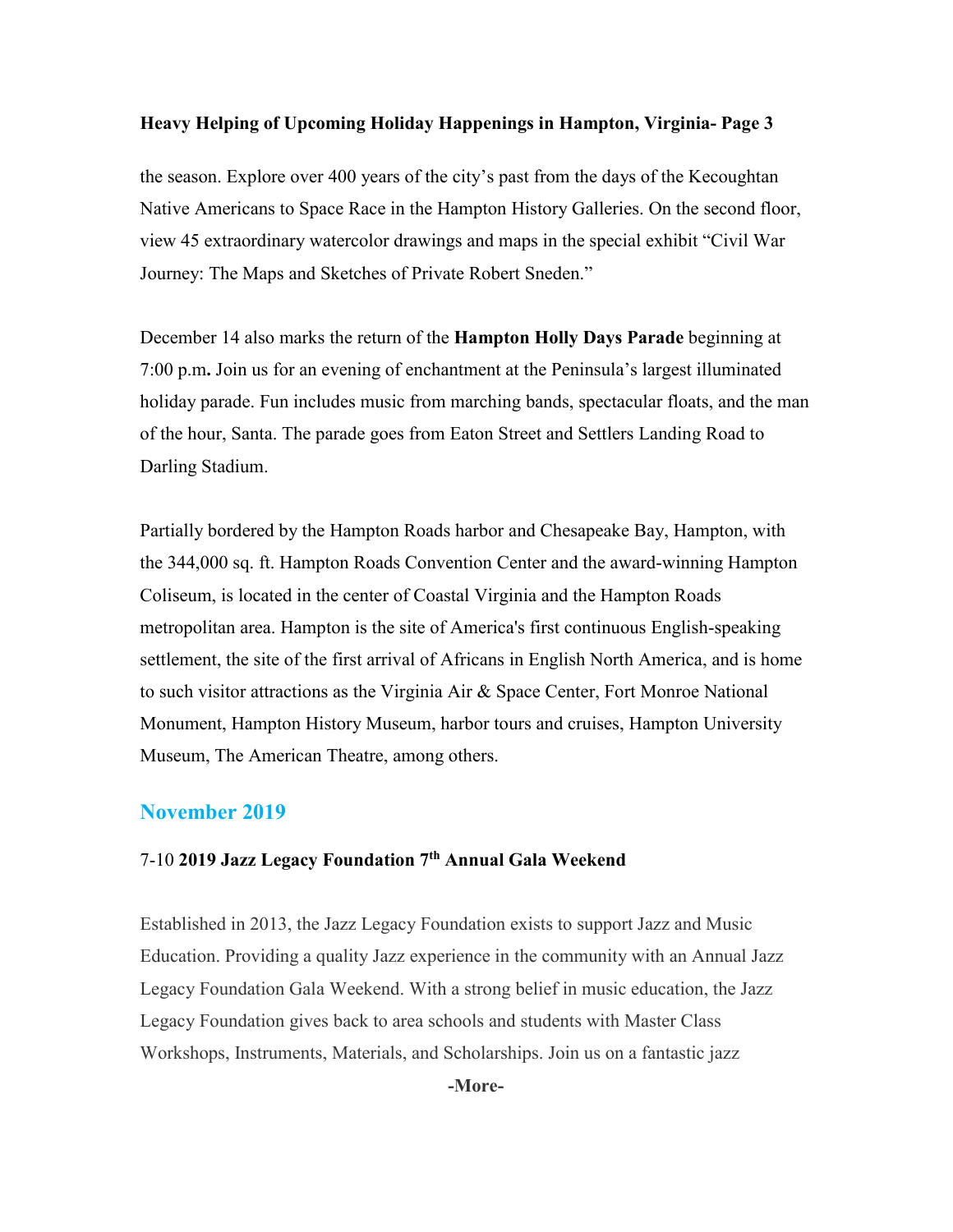the season. Explore over 400 years of the city's past from the days of the Kecoughtan Native Americans to Space Race in the Hampton History Galleries. On the second floor, view 45 extraordinary watercolor drawings and maps in the special exhibit "Civil War Journey: The Maps and Sketches of Private Robert Sneden."

December 14 also marks the return of the **Hampton Holly Days Parade** beginning at 7:00 p.m**.** Join us for an evening of enchantment at the Peninsula's largest illuminated holiday parade. Fun includes music from marching bands, spectacular floats, and the man of the hour, Santa. The parade goes from Eaton Street and Settlers Landing Road to Darling Stadium.

Partially bordered by the Hampton Roads harbor and Chesapeake Bay, Hampton, with the 344,000 sq. ft. Hampton Roads Convention Center and the award-winning Hampton Coliseum, is located in the center of Coastal Virginia and the Hampton Roads metropolitan area. Hampton is the site of America's first continuous English-speaking settlement, the site of the first arrival of Africans in English North America, and is home to such visitor attractions as the Virginia Air & Space Center, Fort Monroe National Monument, Hampton History Museum, harbor tours and cruises, Hampton University Museum, The American Theatre, among others.

## November 2019

### 7-10 **2019 Jazz Legacy Foundation 7th Annual Gala Weekend**

Established in 2013, the Jazz Legacy Foundation exists to support Jazz and Music Education. Providing a quality Jazz experience in the community with an Annual Jazz Legacy Foundation Gala Weekend. With a strong belief in music education, the Jazz Legacy Foundation gives back to area schools and students with Master Class Workshops, Instruments, Materials, and Scholarships. Join us on a fantastic jazz

**-More-**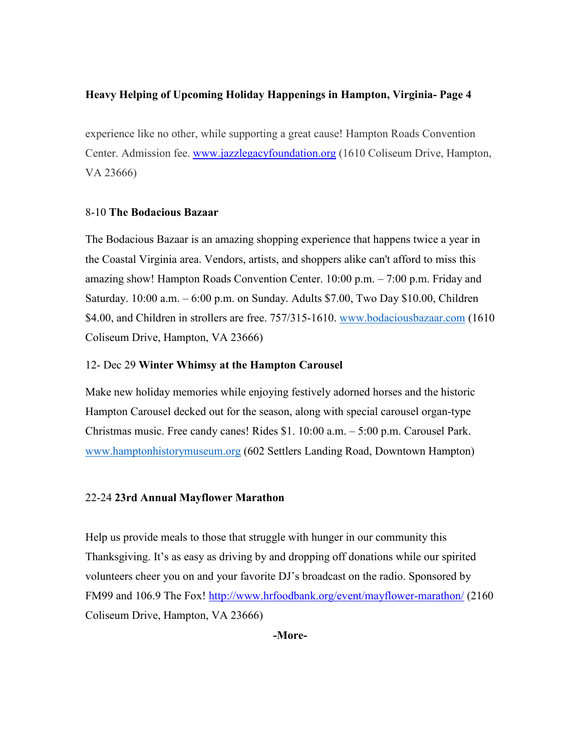experience like no other, while supporting a great cause! Hampton Roads Convention Center. Admission fee. www.jazzlegacyfoundation.org (1610 Coliseum Drive, Hampton, VA 23666)

8-10 **The Bodacious Bazaar**

The Bodacious Bazaar is an amazing shopping experience that happens twice a year in the Coastal Virginia area. Vendors, artists, and shoppers alike can't afford to miss this amazing show! Hampton Roads Convention Center. 10:00 p.m. – 7:00 p.m. Friday and Saturday. 10:00 a.m. – 6:00 p.m. on Sunday. Adults $7.00, Two Day $10.00, Children $4.00, and Children in strollers are free. 757/315-1610. www.bodaciousbazaar.com (1610 Coliseum Drive, Hampton, VA 23666)

12- Dec 29 **Winter Whimsy at the Hampton Carousel**

Make new holiday memories while enjoying festively adorned horses and the historic Hampton Carousel decked out for the season, along with special carousel organ-type Christmas music. Free candy canes! Rides $1. 10:00 a.m. – 5:00 p.m. Carousel Park. www.hamptonhistorymuseum.org (602 Settlers Landing Road, Downtown Hampton)

22-24 **23rd Annual Mayflower Marathon**

Help us provide meals to those that struggle with hunger in our community this Thanksgiving. It's as easy as driving by and dropping off donations while our spirited volunteers cheer you on and your favorite DJ's broadcast on the radio. Sponsored by FM99 and 106.9 The Fox! http://www.hrfoodbank.org/event/mayflower-marathon/ (2160 Coliseum Drive, Hampton, VA 23666)

**-More-**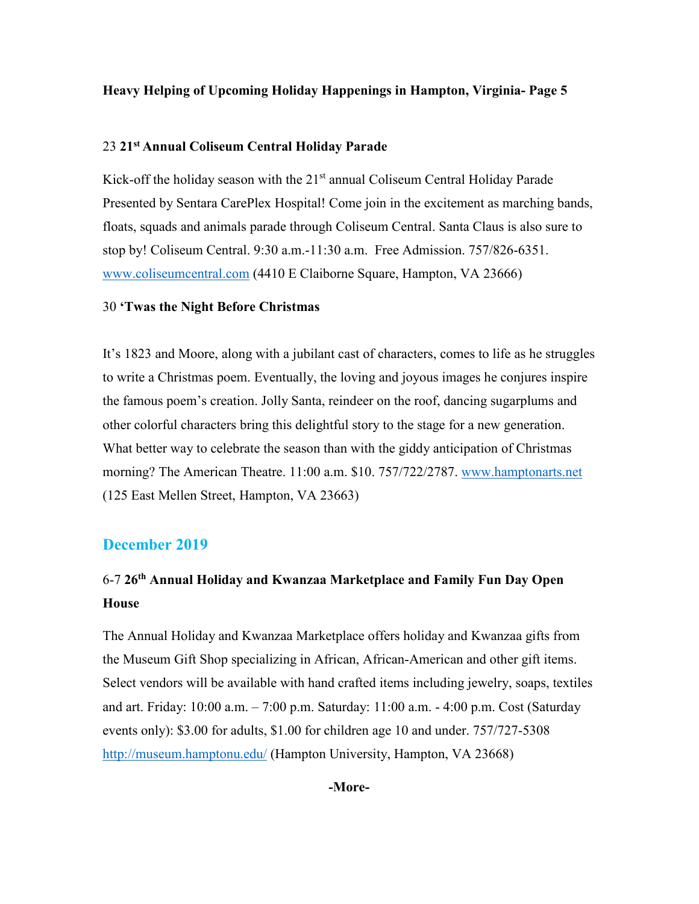23 **21st Annual Coliseum Central Holiday Parade**

Kick-off the holiday season with the 21st annual Coliseum Central Holiday Parade Presented by Sentara CarePlex Hospital! Come join in the excitement as marching bands, floats, squads and animals parade through Coliseum Central. Santa Claus is also sure to stop by! Coliseum Central. 9:30 a.m.-11:30 a.m. Free Admission. 757/826-6351. www.coliseumcentral.com (4410 E Claiborne Square, Hampton, VA 23666)

30 **'Twas the Night Before Christmas**

It's 1823 and Moore, along with a jubilant cast of characters, comes to life as he struggles to write a Christmas poem. Eventually, the loving and joyous images he conjures inspire the famous poem's creation. Jolly Santa, reindeer on the roof, dancing sugarplums and other colorful characters bring this delightful story to the stage for a new generation. What better way to celebrate the season than with the giddy anticipation of Christmas morning? The American Theatre. 11:00 a.m. $10. 757/722/2787. www.hamptonarts.net (125 East Mellen Street, Hampton, VA 23663)

## December 2019

### 6-7 **26th Annual Holiday and Kwanzaa Marketplace and Family Fun Day Open House**

The Annual Holiday and Kwanzaa Marketplace offers holiday and Kwanzaa gifts from the Museum Gift Shop specializing in African, African-American and other gift items. Select vendors will be available with hand crafted items including jewelry, soaps, textiles and art. Friday: 10:00 a.m. – 7:00 p.m. Saturday: 11:00 a.m. - 4:00 p.m. Cost (Saturday events only): $3.00 for adults, $1.00 for children age 10 and under. 757/727-5308 http://museum.hamptonu.edu/ (Hampton University, Hampton, VA 23668)

**-More-**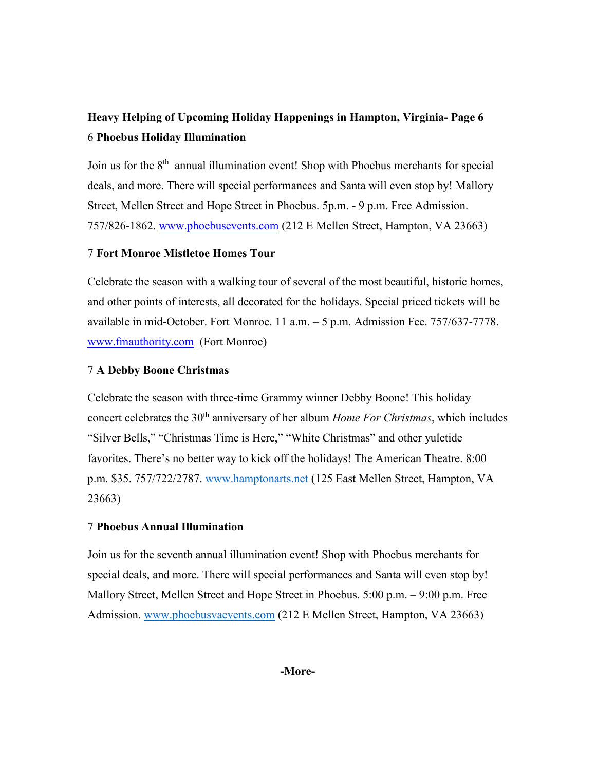**Heavy Helping of Upcoming Holiday Happenings in Hampton, Virginia- Page 6**

6 **Phoebus Holiday Illumination**

Join us for the 8th annual illumination event! Shop with Phoebus merchants for special deals, and more. There will special performances and Santa will even stop by! Mallory Street, Mellen Street and Hope Street in Phoebus. 5p.m. - 9 p.m. Free Admission. 757/826-1862. www.phoebusevents.com (212 E Mellen Street, Hampton, VA 23663)

7 **Fort Monroe Mistletoe Homes Tour**

Celebrate the season with a walking tour of several of the most beautiful, historic homes, and other points of interests, all decorated for the holidays. Special priced tickets will be available in mid-October. Fort Monroe. 11 a.m. – 5 p.m. Admission Fee. 757/637-7778. www.fmauthority.com (Fort Monroe)

7 **A Debby Boone Christmas**

Celebrate the season with three-time Grammy winner Debby Boone! This holiday concert celebrates the 30th anniversary of her album *Home For Christmas*, which includes "Silver Bells," "Christmas Time is Here," "White Christmas" and other yuletide favorites. There's no better way to kick off the holidays! The American Theatre. 8:00 p.m. $35. 757/722/2787. www.hamptonarts.net (125 East Mellen Street, Hampton, VA 23663)

7 **Phoebus Annual Illumination**

Join us for the seventh annual illumination event! Shop with Phoebus merchants for special deals, and more. There will special performances and Santa will even stop by! Mallory Street, Mellen Street and Hope Street in Phoebus. 5:00 p.m. – 9:00 p.m. Free Admission. www.phoebusvaevents.com (212 E Mellen Street, Hampton, VA 23663)

**-More-**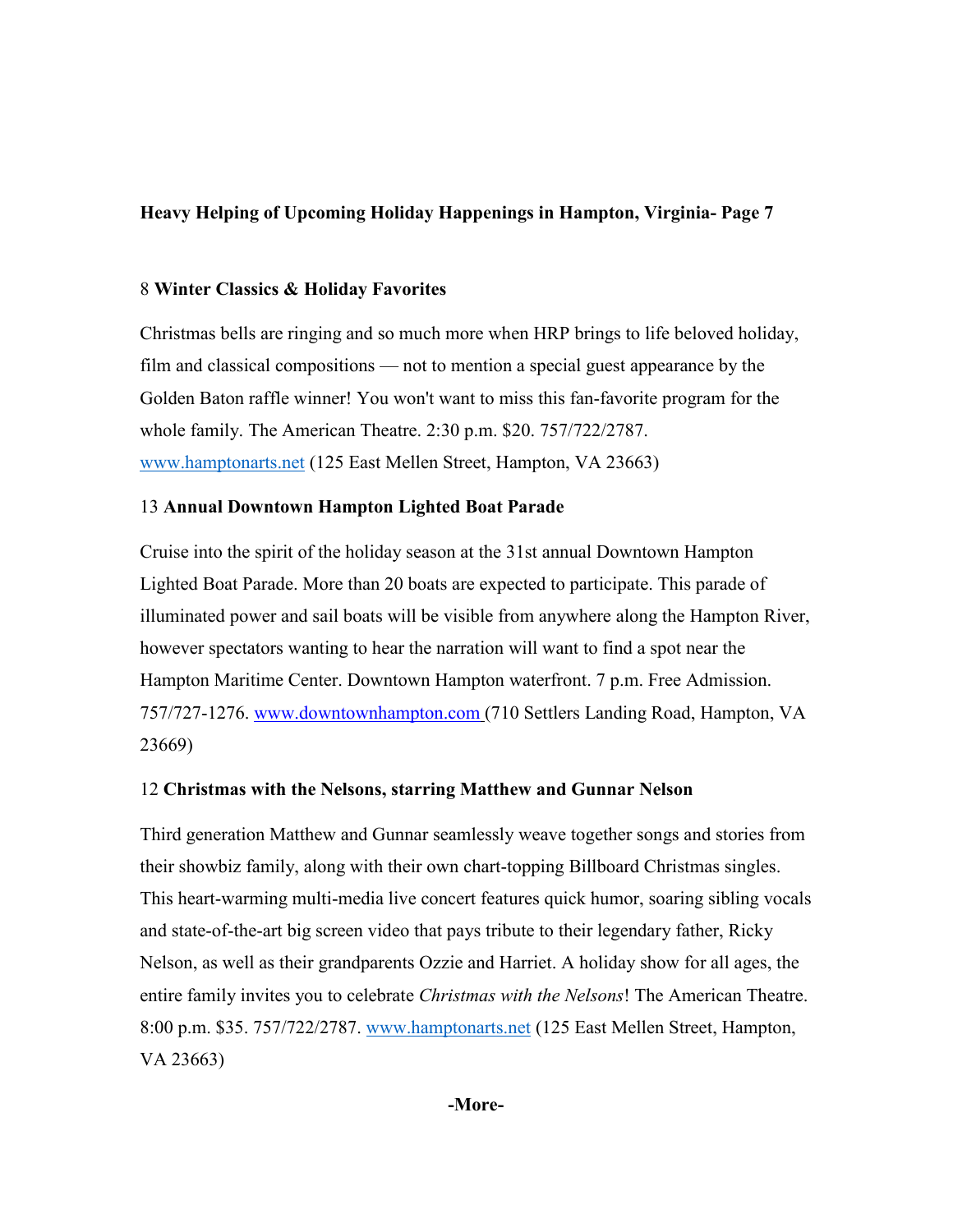8 **Winter Classics & Holiday Favorites**

Christmas bells are ringing and so much more when HRP brings to life beloved holiday, film and classical compositions — not to mention a special guest appearance by the Golden Baton raffle winner! You won't want to miss this fan-favorite program for the whole family. The American Theatre. 2:30 p.m. $20. 757/722/2787. www.hamptonarts.net (125 East Mellen Street, Hampton, VA 23663)

13 **Annual Downtown Hampton Lighted Boat Parade**

Cruise into the spirit of the holiday season at the 31st annual Downtown Hampton Lighted Boat Parade. More than 20 boats are expected to participate. This parade of illuminated power and sail boats will be visible from anywhere along the Hampton River, however spectators wanting to hear the narration will want to find a spot near the Hampton Maritime Center. Downtown Hampton waterfront. 7 p.m. Free Admission. 757/727-1276. www.downtownhampton.com (710 Settlers Landing Road, Hampton, VA 23669)

12 **Christmas with the Nelsons, starring Matthew and Gunnar Nelson**

Third generation Matthew and Gunnar seamlessly weave together songs and stories from their showbiz family, along with their own chart-topping Billboard Christmas singles. This heart-warming multi-media live concert features quick humor, soaring sibling vocals and state-of-the-art big screen video that pays tribute to their legendary father, Ricky Nelson, as well as their grandparents Ozzie and Harriet. A holiday show for all ages, the entire family invites you to celebrate *Christmas with the Nelsons*! The American Theatre. 8:00 p.m. $35. 757/722/2787. www.hamptonarts.net (125 East Mellen Street, Hampton, VA 23663)

**-More-**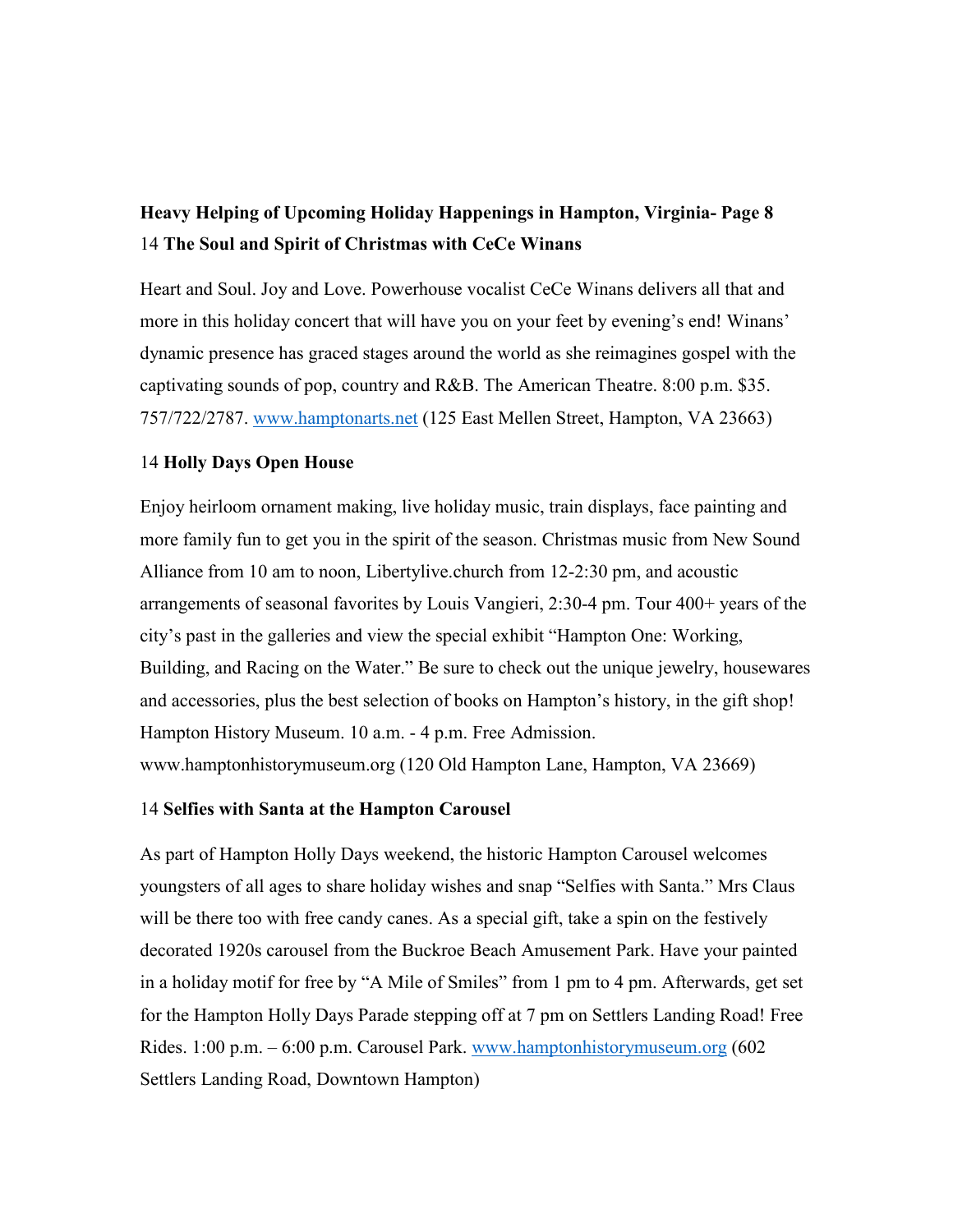**Heavy Helping of Upcoming Holiday Happenings in Hampton, Virginia- Page 8**

14 **The Soul and Spirit of Christmas with CeCe Winans**

Heart and Soul. Joy and Love. Powerhouse vocalist CeCe Winans delivers all that and more in this holiday concert that will have you on your feet by evening's end! Winans' dynamic presence has graced stages around the world as she reimagines gospel with the captivating sounds of pop, country and R&B. The American Theatre. 8:00 p.m. $35. 757/722/2787. www.hamptonarts.net (125 East Mellen Street, Hampton, VA 23663)

14 **Holly Days Open House**

Enjoy heirloom ornament making, live holiday music, train displays, face painting and more family fun to get you in the spirit of the season. Christmas music from New Sound Alliance from 10 am to noon, Libertylive.church from 12-2:30 pm, and acoustic arrangements of seasonal favorites by Louis Vangieri, 2:30-4 pm. Tour 400+ years of the city's past in the galleries and view the special exhibit "Hampton One: Working, Building, and Racing on the Water." Be sure to check out the unique jewelry, housewares and accessories, plus the best selection of books on Hampton's history, in the gift shop! Hampton History Museum. 10 a.m. - 4 p.m. Free Admission. www.hamptonhistorymuseum.org (120 Old Hampton Lane, Hampton, VA 23669)

14 **Selfies with Santa at the Hampton Carousel**

As part of Hampton Holly Days weekend, the historic Hampton Carousel welcomes youngsters of all ages to share holiday wishes and snap "Selfies with Santa." Mrs Claus will be there too with free candy canes. As a special gift, take a spin on the festively decorated 1920s carousel from the Buckroe Beach Amusement Park. Have your painted in a holiday motif for free by "A Mile of Smiles" from 1 pm to 4 pm. Afterwards, get set for the Hampton Holly Days Parade stepping off at 7 pm on Settlers Landing Road! Free Rides. 1:00 p.m. – 6:00 p.m. Carousel Park. www.hamptonhistorymuseum.org (602 Settlers Landing Road, Downtown Hampton)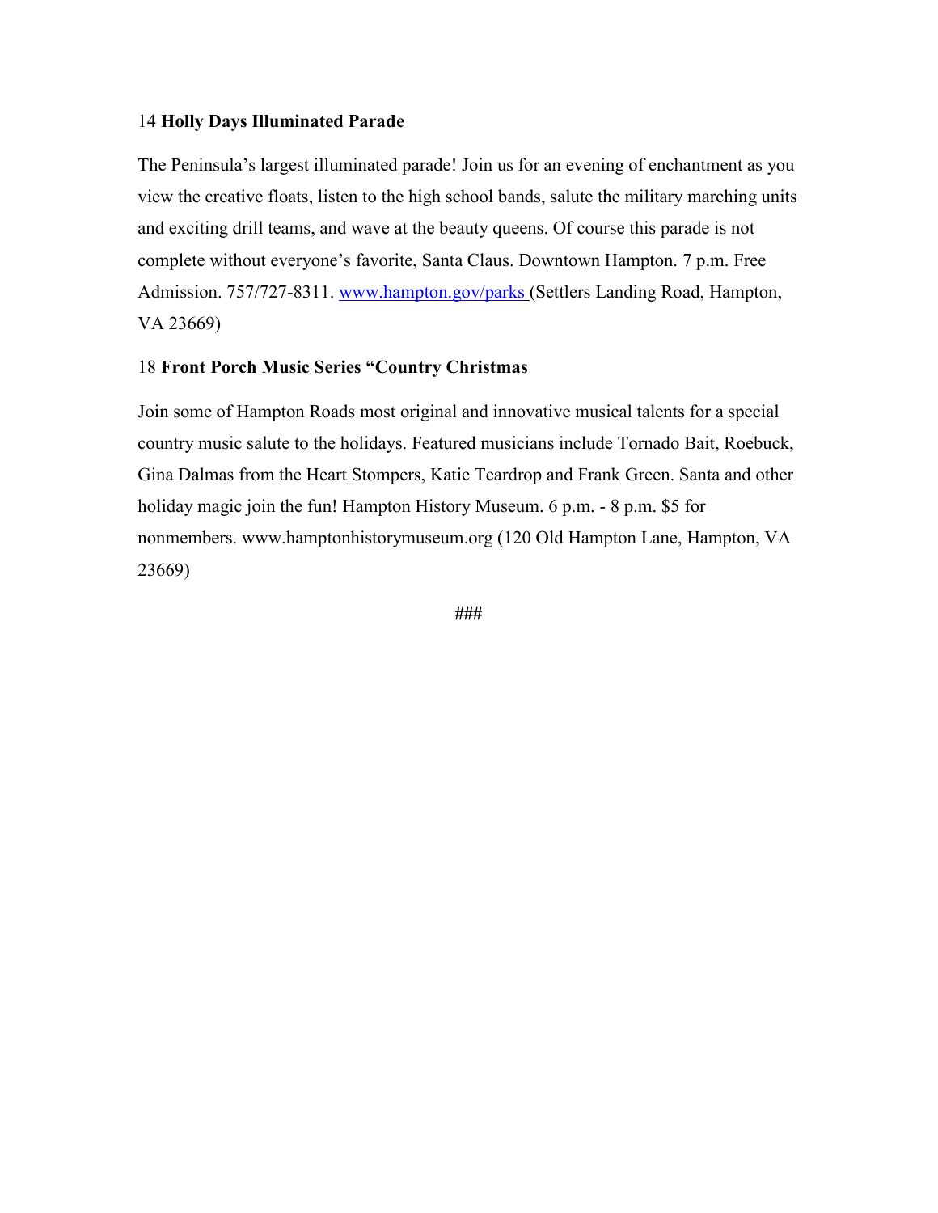14 **Holly Days Illuminated Parade**

The Peninsula's largest illuminated parade! Join us for an evening of enchantment as you view the creative floats, listen to the high school bands, salute the military marching units and exciting drill teams, and wave at the beauty queens. Of course this parade is not complete without everyone's favorite, Santa Claus. Downtown Hampton. 7 p.m. Free Admission. 757/727-8311. [www.hampton.gov/parks](http://www.hampton.gov/parks) (Settlers Landing Road, Hampton, VA 23669)

18 **Front Porch Music Series "Country Christmas**

Join some of Hampton Roads most original and innovative musical talents for a special country music salute to the holidays. Featured musicians include Tornado Bait, Roebuck, Gina Dalmas from the Heart Stompers, Katie Teardrop and Frank Green. Santa and other holiday magic join the fun! Hampton History Museum. 6 p.m. - 8 p.m. $5 for nonmembers. www.hamptonhistorymuseum.org (120 Old Hampton Lane, Hampton, VA 23669)

###